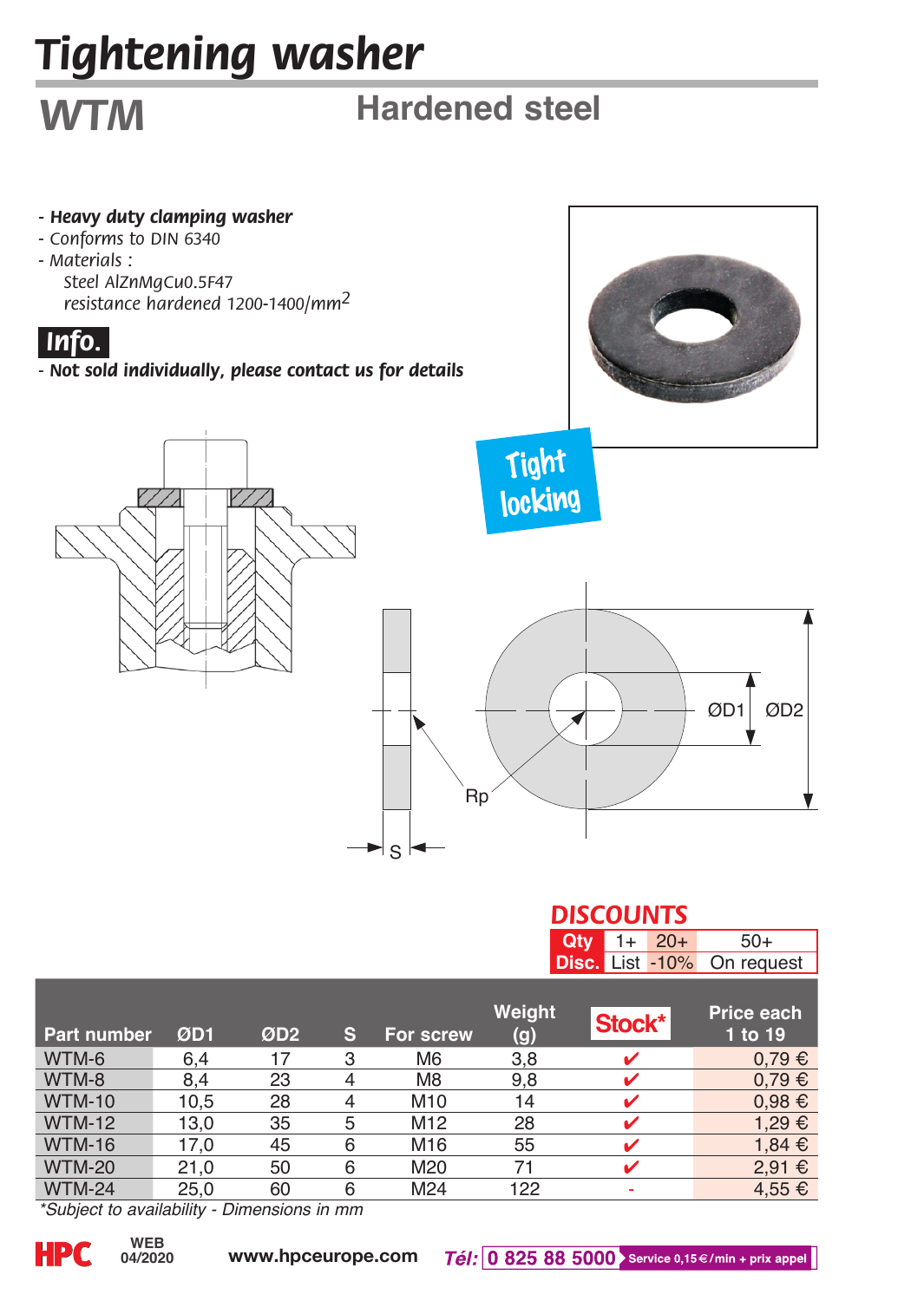# Tightening washer

## WTM

## Hardened steel

- ***Heavy duty clamping washer***
- *Conforms to DIN 6340*
- *Materials :*
  *Steel AlZnMgCu0.5F47*
  *resistance hardened 1200-1400/mm²*

**Info.**

- ***Not sold individually, please contact us for details***

Tight locking

ØD1 ØD2

Rp

S

### DISCOUNTS

| Qty | 1+ | 20+ | 50+ |
|---|---|---|---|
| Disc. | List | -10% | On request |

| Part number | ØD1 | ØD2 | S | For screw | Weight (g) | Stock* | Price each 1 to 19 |
|---|---|---|---|---|---|---|---|
| WTM-6 | 6,4 | 17 | 3 | M6 | 3,8 | ✔ | 0,79 € |
| WTM-8 | 8,4 | 23 | 4 | M8 | 9,8 | ✔ | 0,79 € |
| WTM-10 | 10,5 | 28 | 4 | M10 | 14 | ✔ | 0,98 € |
| WTM-12 | 13,0 | 35 | 5 | M12 | 28 | ✔ | 1,29 € |
| WTM-16 | 17,0 | 45 | 6 | M16 | 55 | ✔ | 1,84 € |
| WTM-20 | 21,0 | 50 | 6 | M20 | 71 | ✔ | 2,91 € |
| WTM-24 | 25,0 | 60 | 6 | M24 | 122 | - | 4,55 € |

*\*Subject to availability - Dimensions in mm*

HPC WEB 04/2020 www.hpceurope.com *Tél:* 0 825 88 5000 Service 0,15 €/min + prix appel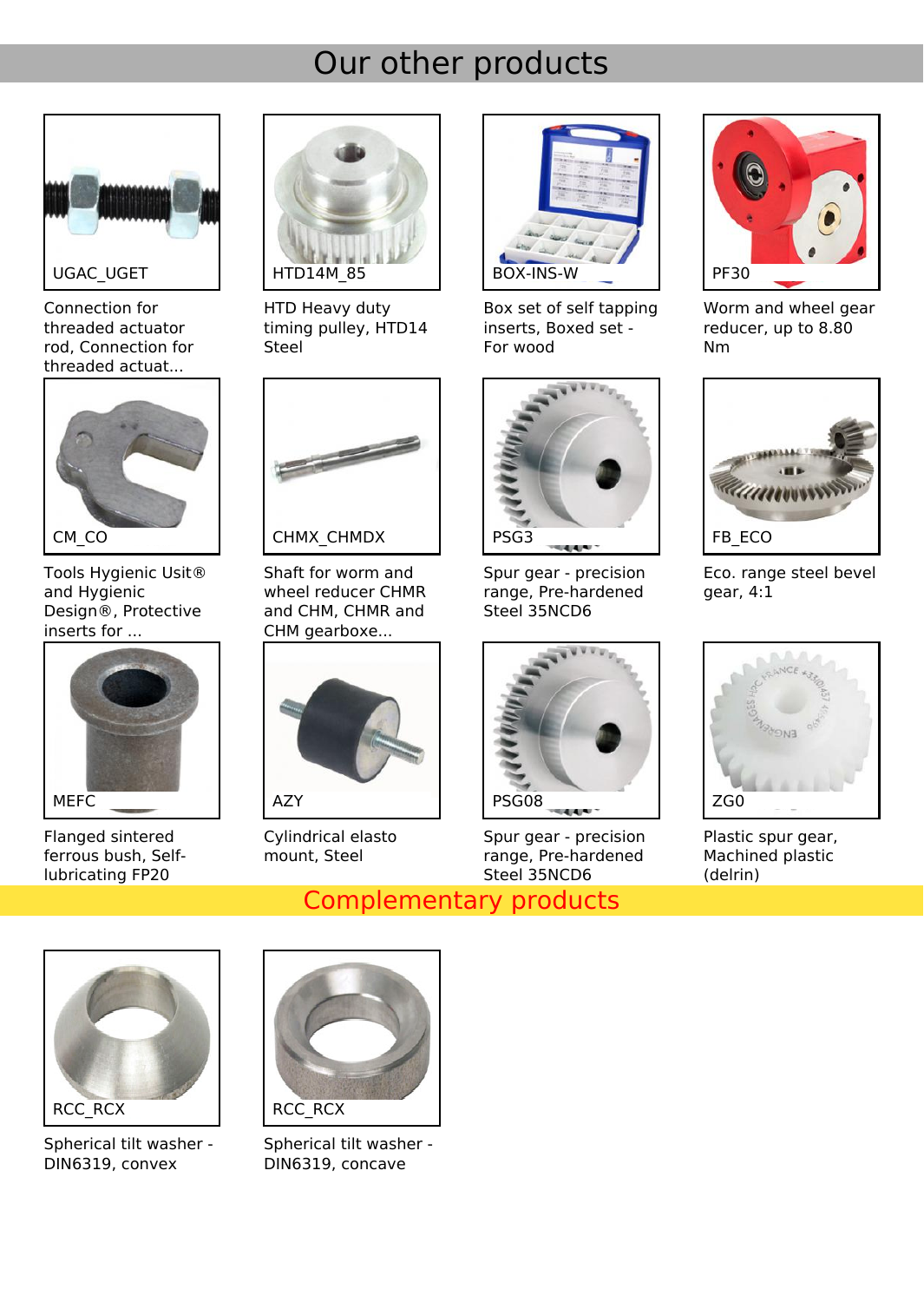# Our other products

UGAC_UGET

Connection for threaded actuator rod, Connection for threaded actuat...

HTD14M_85

HTD Heavy duty timing pulley, HTD14 Steel

BOX-INS-W

Box set of self tapping inserts, Boxed set - For wood

PF30

Worm and wheel gear reducer, up to 8.80 Nm

CM_CO

Tools Hygienic Usit® and Hygienic Design®, Protective inserts for ...

CHMX_CHMDX

Shaft for worm and wheel reducer CHMR and CHM, CHMR and CHM gearboxe...

PSG3

Spur gear - precision range, Pre-hardened Steel 35NCD6

FB_ECO

Eco. range steel bevel gear, 4:1

MEFC

Flanged sintered ferrous bush, Self-lubricating FP20

AZY

Cylindrical elasto mount, Steel

PSG08

Spur gear - precision range, Pre-hardened Steel 35NCD6

ZG0

Plastic spur gear, Machined plastic (delrin)

# Complementary products

RCC_RCX

Spherical tilt washer - DIN6319, convex

RCC_RCX

Spherical tilt washer - DIN6319, concave